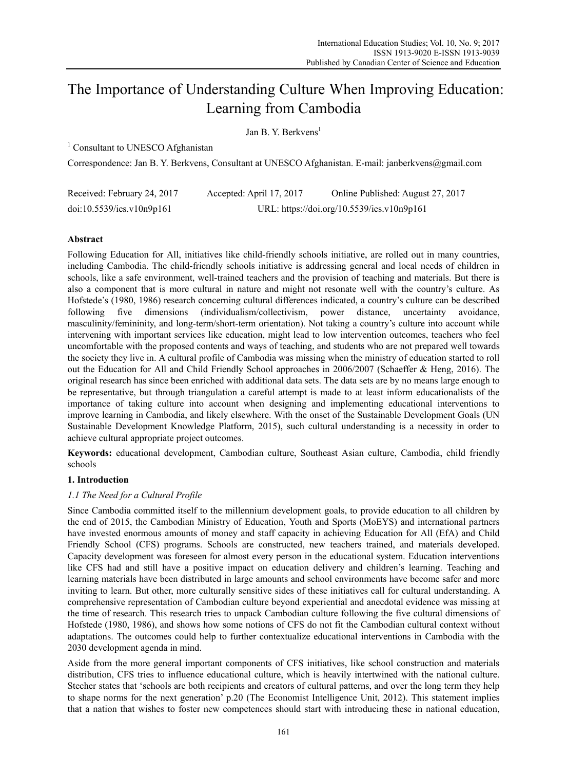# The Importance of Understanding Culture When Improving Education: Learning from Cambodia

Jan B. Y. Berkvens[1]

[1] Consultant to UNESCO Afghanistan

Correspondence: Jan B. Y. Berkvens, Consultant at UNESCO Afghanistan. E-mail: janberkvens@gmail.com

Received: February 24, 2017    Accepted: April 17, 2017    Online Published: August 27, 2017

doi:10.5539/ies.v10n9p161    URL: https://doi.org/10.5539/ies.v10n9p161

## Abstract

Following Education for All, initiatives like child-friendly schools initiative, are rolled out in many countries, including Cambodia. The child-friendly schools initiative is addressing general and local needs of children in schools, like a safe environment, well-trained teachers and the provision of teaching and materials. But there is also a component that is more cultural in nature and might not resonate well with the country's culture. As Hofstede's (1980, 1986) research concerning cultural differences indicated, a country's culture can be described following five dimensions (individualism/collectivism, power distance, uncertainty avoidance, masculinity/femininity, and long-term/short-term orientation). Not taking a country's culture into account while intervening with important services like education, might lead to low intervention outcomes, teachers who feel uncomfortable with the proposed contents and ways of teaching, and students who are not prepared well towards the society they live in. A cultural profile of Cambodia was missing when the ministry of education started to roll out the Education for All and Child Friendly School approaches in 2006/2007 (Schaeffer & Heng, 2016). The original research has since been enriched with additional data sets. The data sets are by no means large enough to be representative, but through triangulation a careful attempt is made to at least inform educationalists of the importance of taking culture into account when designing and implementing educational interventions to improve learning in Cambodia, and likely elsewhere. With the onset of the Sustainable Development Goals (UN Sustainable Development Knowledge Platform, 2015), such cultural understanding is a necessity in order to achieve cultural appropriate project outcomes.

**Keywords:** educational development, Cambodian culture, Southeast Asian culture, Cambodia, child friendly schools

## 1. Introduction

### *1.1 The Need for a Cultural Profile*

Since Cambodia committed itself to the millennium development goals, to provide education to all children by the end of 2015, the Cambodian Ministry of Education, Youth and Sports (MoEYS) and international partners have invested enormous amounts of money and staff capacity in achieving Education for All (EfA) and Child Friendly School (CFS) programs. Schools are constructed, new teachers trained, and materials developed. Capacity development was foreseen for almost every person in the educational system. Education interventions like CFS had and still have a positive impact on education delivery and children's learning. Teaching and learning materials have been distributed in large amounts and school environments have become safer and more inviting to learn. But other, more culturally sensitive sides of these initiatives call for cultural understanding. A comprehensive representation of Cambodian culture beyond experiential and anecdotal evidence was missing at the time of research. This research tries to unpack Cambodian culture following the five cultural dimensions of Hofstede (1980, 1986), and shows how some notions of CFS do not fit the Cambodian cultural context without adaptations. The outcomes could help to further contextualize educational interventions in Cambodia with the 2030 development agenda in mind.

Aside from the more general important components of CFS initiatives, like school construction and materials distribution, CFS tries to influence educational culture, which is heavily intertwined with the national culture. Stecher states that 'schools are both recipients and creators of cultural patterns, and over the long term they help to shape norms for the next generation' p.20 (The Economist Intelligence Unit, 2012). This statement implies that a nation that wishes to foster new competences should start with introducing these in national education,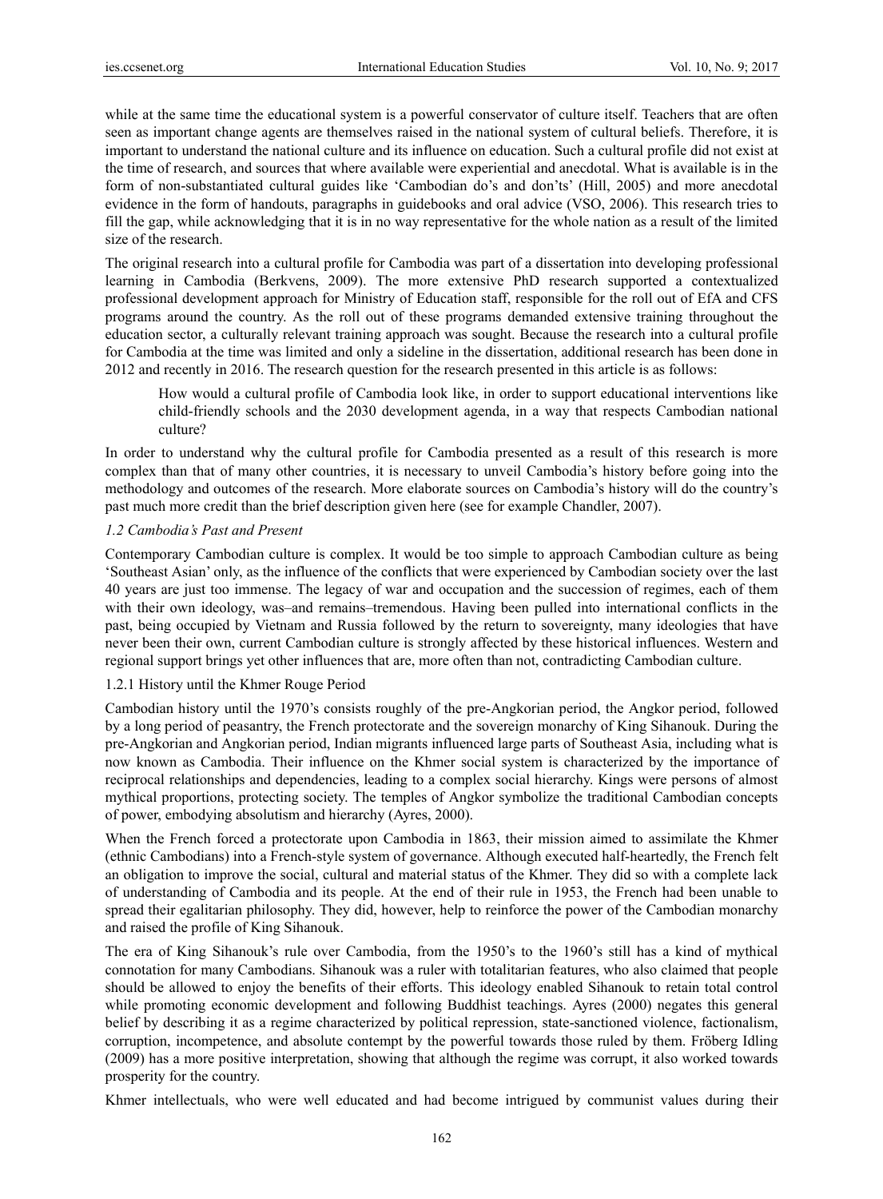while at the same time the educational system is a powerful conservator of culture itself. Teachers that are often seen as important change agents are themselves raised in the national system of cultural beliefs. Therefore, it is important to understand the national culture and its influence on education. Such a cultural profile did not exist at the time of research, and sources that where available were experiential and anecdotal. What is available is in the form of non-substantiated cultural guides like 'Cambodian do's and don'ts' (Hill, 2005) and more anecdotal evidence in the form of handouts, paragraphs in guidebooks and oral advice (VSO, 2006). This research tries to fill the gap, while acknowledging that it is in no way representative for the whole nation as a result of the limited size of the research.

The original research into a cultural profile for Cambodia was part of a dissertation into developing professional learning in Cambodia (Berkvens, 2009). The more extensive PhD research supported a contextualized professional development approach for Ministry of Education staff, responsible for the roll out of EfA and CFS programs around the country. As the roll out of these programs demanded extensive training throughout the education sector, a culturally relevant training approach was sought. Because the research into a cultural profile for Cambodia at the time was limited and only a sideline in the dissertation, additional research has been done in 2012 and recently in 2016. The research question for the research presented in this article is as follows:

> How would a cultural profile of Cambodia look like, in order to support educational interventions like child-friendly schools and the 2030 development agenda, in a way that respects Cambodian national culture?

In order to understand why the cultural profile for Cambodia presented as a result of this research is more complex than that of many other countries, it is necessary to unveil Cambodia's history before going into the methodology and outcomes of the research. More elaborate sources on Cambodia's history will do the country's past much more credit than the brief description given here (see for example Chandler, 2007).

### *1.2 Cambodia's Past and Present*

Contemporary Cambodian culture is complex. It would be too simple to approach Cambodian culture as being 'Southeast Asian' only, as the influence of the conflicts that were experienced by Cambodian society over the last 40 years are just too immense. The legacy of war and occupation and the succession of regimes, each of them with their own ideology, was–and remains–tremendous. Having been pulled into international conflicts in the past, being occupied by Vietnam and Russia followed by the return to sovereignty, many ideologies that have never been their own, current Cambodian culture is strongly affected by these historical influences. Western and regional support brings yet other influences that are, more often than not, contradicting Cambodian culture.

#### 1.2.1 History until the Khmer Rouge Period

Cambodian history until the 1970's consists roughly of the pre-Angkorian period, the Angkor period, followed by a long period of peasantry, the French protectorate and the sovereign monarchy of King Sihanouk. During the pre-Angkorian and Angkorian period, Indian migrants influenced large parts of Southeast Asia, including what is now known as Cambodia. Their influence on the Khmer social system is characterized by the importance of reciprocal relationships and dependencies, leading to a complex social hierarchy. Kings were persons of almost mythical proportions, protecting society. The temples of Angkor symbolize the traditional Cambodian concepts of power, embodying absolutism and hierarchy (Ayres, 2000).

When the French forced a protectorate upon Cambodia in 1863, their mission aimed to assimilate the Khmer (ethnic Cambodians) into a French-style system of governance. Although executed half-heartedly, the French felt an obligation to improve the social, cultural and material status of the Khmer. They did so with a complete lack of understanding of Cambodia and its people. At the end of their rule in 1953, the French had been unable to spread their egalitarian philosophy. They did, however, help to reinforce the power of the Cambodian monarchy and raised the profile of King Sihanouk.

The era of King Sihanouk's rule over Cambodia, from the 1950's to the 1960's still has a kind of mythical connotation for many Cambodians. Sihanouk was a ruler with totalitarian features, who also claimed that people should be allowed to enjoy the benefits of their efforts. This ideology enabled Sihanouk to retain total control while promoting economic development and following Buddhist teachings. Ayres (2000) negates this general belief by describing it as a regime characterized by political repression, state-sanctioned violence, factionalism, corruption, incompetence, and absolute contempt by the powerful towards those ruled by them. Fröberg Idling (2009) has a more positive interpretation, showing that although the regime was corrupt, it also worked towards prosperity for the country.

Khmer intellectuals, who were well educated and had become intrigued by communist values during their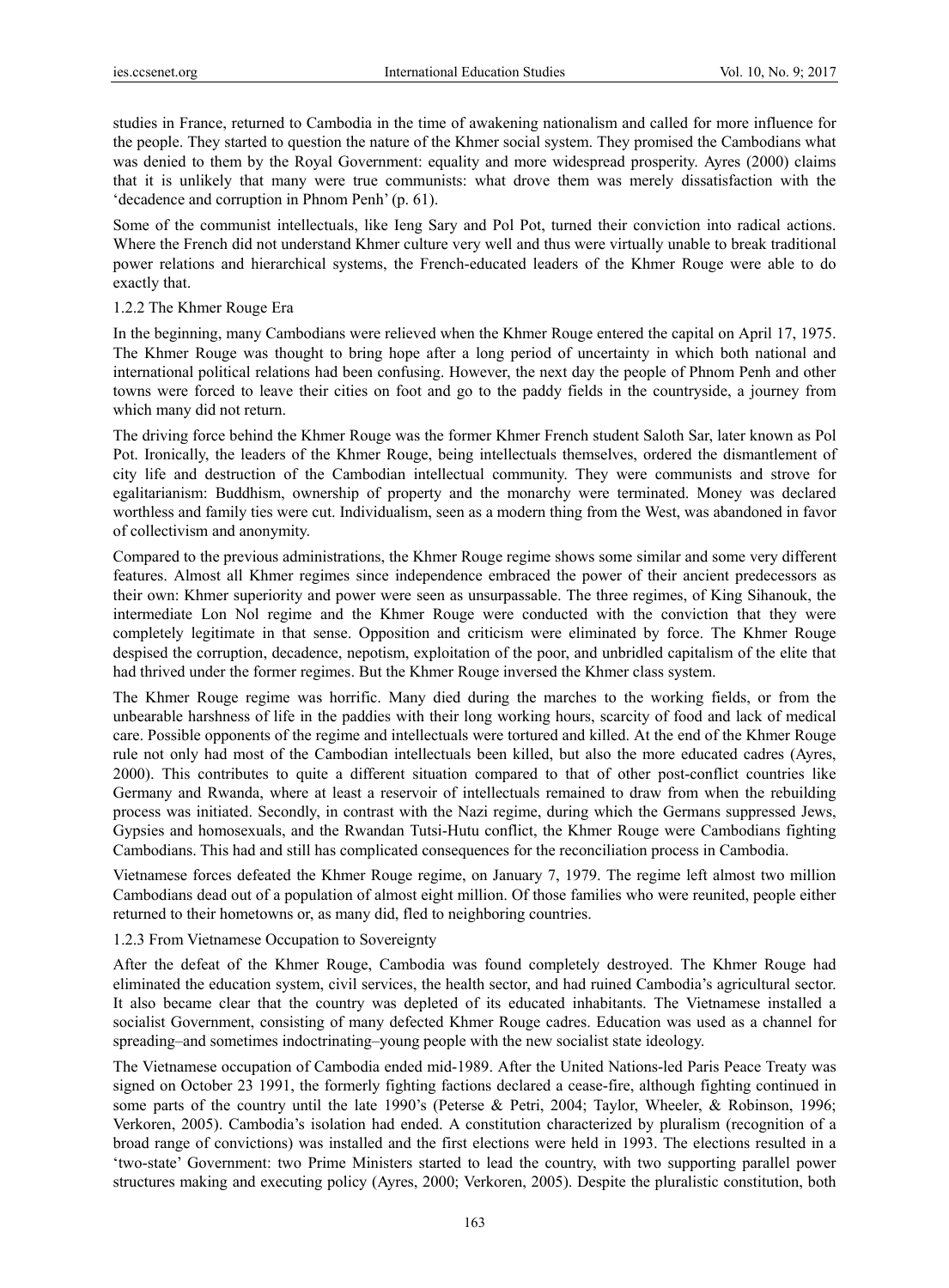studies in France, returned to Cambodia in the time of awakening nationalism and called for more influence for the people. They started to question the nature of the Khmer social system. They promised the Cambodians what was denied to them by the Royal Government: equality and more widespread prosperity. Ayres (2000) claims that it is unlikely that many were true communists: what drove them was merely dissatisfaction with the 'decadence and corruption in Phnom Penh' (p. 61).

Some of the communist intellectuals, like Ieng Sary and Pol Pot, turned their conviction into radical actions. Where the French did not understand Khmer culture very well and thus were virtually unable to break traditional power relations and hierarchical systems, the French-educated leaders of the Khmer Rouge were able to do exactly that.

### 1.2.2 The Khmer Rouge Era

In the beginning, many Cambodians were relieved when the Khmer Rouge entered the capital on April 17, 1975. The Khmer Rouge was thought to bring hope after a long period of uncertainty in which both national and international political relations had been confusing. However, the next day the people of Phnom Penh and other towns were forced to leave their cities on foot and go to the paddy fields in the countryside, a journey from which many did not return.

The driving force behind the Khmer Rouge was the former Khmer French student Saloth Sar, later known as Pol Pot. Ironically, the leaders of the Khmer Rouge, being intellectuals themselves, ordered the dismantlement of city life and destruction of the Cambodian intellectual community. They were communists and strove for egalitarianism: Buddhism, ownership of property and the monarchy were terminated. Money was declared worthless and family ties were cut. Individualism, seen as a modern thing from the West, was abandoned in favor of collectivism and anonymity.

Compared to the previous administrations, the Khmer Rouge regime shows some similar and some very different features. Almost all Khmer regimes since independence embraced the power of their ancient predecessors as their own: Khmer superiority and power were seen as unsurpassable. The three regimes, of King Sihanouk, the intermediate Lon Nol regime and the Khmer Rouge were conducted with the conviction that they were completely legitimate in that sense. Opposition and criticism were eliminated by force. The Khmer Rouge despised the corruption, decadence, nepotism, exploitation of the poor, and unbridled capitalism of the elite that had thrived under the former regimes. But the Khmer Rouge inversed the Khmer class system.

The Khmer Rouge regime was horrific. Many died during the marches to the working fields, or from the unbearable harshness of life in the paddies with their long working hours, scarcity of food and lack of medical care. Possible opponents of the regime and intellectuals were tortured and killed. At the end of the Khmer Rouge rule not only had most of the Cambodian intellectuals been killed, but also the more educated cadres (Ayres, 2000). This contributes to quite a different situation compared to that of other post-conflict countries like Germany and Rwanda, where at least a reservoir of intellectuals remained to draw from when the rebuilding process was initiated. Secondly, in contrast with the Nazi regime, during which the Germans suppressed Jews, Gypsies and homosexuals, and the Rwandan Tutsi-Hutu conflict, the Khmer Rouge were Cambodians fighting Cambodians. This had and still has complicated consequences for the reconciliation process in Cambodia.

Vietnamese forces defeated the Khmer Rouge regime, on January 7, 1979. The regime left almost two million Cambodians dead out of a population of almost eight million. Of those families who were reunited, people either returned to their hometowns or, as many did, fled to neighboring countries.

### 1.2.3 From Vietnamese Occupation to Sovereignty

After the defeat of the Khmer Rouge, Cambodia was found completely destroyed. The Khmer Rouge had eliminated the education system, civil services, the health sector, and had ruined Cambodia's agricultural sector. It also became clear that the country was depleted of its educated inhabitants. The Vietnamese installed a socialist Government, consisting of many defected Khmer Rouge cadres. Education was used as a channel for spreading–and sometimes indoctrinating–young people with the new socialist state ideology.

The Vietnamese occupation of Cambodia ended mid-1989. After the United Nations-led Paris Peace Treaty was signed on October 23 1991, the formerly fighting factions declared a cease-fire, although fighting continued in some parts of the country until the late 1990's (Peterse & Petri, 2004; Taylor, Wheeler, & Robinson, 1996; Verkoren, 2005). Cambodia's isolation had ended. A constitution characterized by pluralism (recognition of a broad range of convictions) was installed and the first elections were held in 1993. The elections resulted in a 'two-state' Government: two Prime Ministers started to lead the country, with two supporting parallel power structures making and executing policy (Ayres, 2000; Verkoren, 2005). Despite the pluralistic constitution, both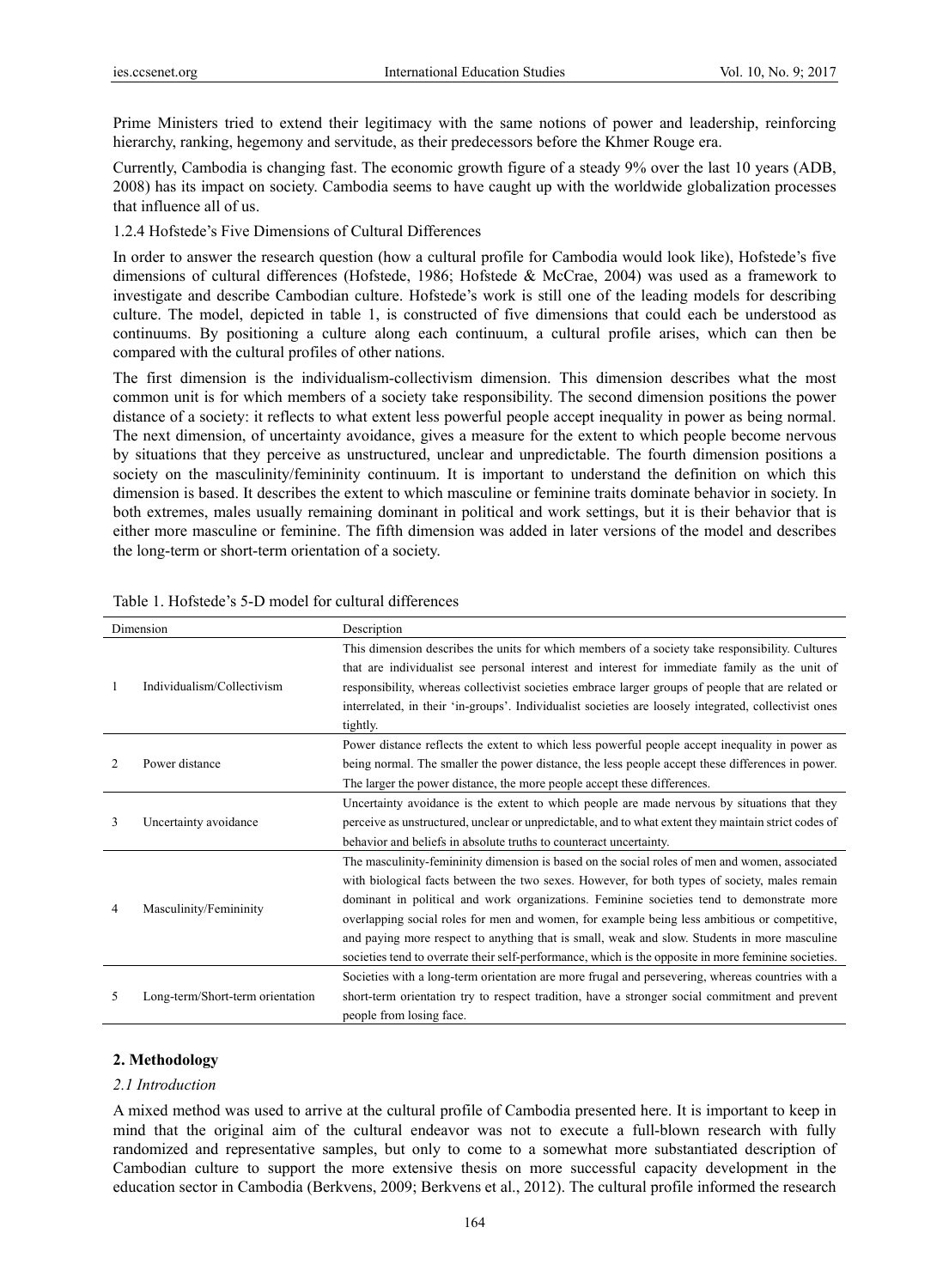Prime Ministers tried to extend their legitimacy with the same notions of power and leadership, reinforcing hierarchy, ranking, hegemony and servitude, as their predecessors before the Khmer Rouge era.

Currently, Cambodia is changing fast. The economic growth figure of a steady 9% over the last 10 years (ADB, 2008) has its impact on society. Cambodia seems to have caught up with the worldwide globalization processes that influence all of us.

1.2.4 Hofstede's Five Dimensions of Cultural Differences

In order to answer the research question (how a cultural profile for Cambodia would look like), Hofstede's five dimensions of cultural differences (Hofstede, 1986; Hofstede & McCrae, 2004) was used as a framework to investigate and describe Cambodian culture. Hofstede's work is still one of the leading models for describing culture. The model, depicted in table 1, is constructed of five dimensions that could each be understood as continuums. By positioning a culture along each continuum, a cultural profile arises, which can then be compared with the cultural profiles of other nations.

The first dimension is the individualism-collectivism dimension. This dimension describes what the most common unit is for which members of a society take responsibility. The second dimension positions the power distance of a society: it reflects to what extent less powerful people accept inequality in power as being normal. The next dimension, of uncertainty avoidance, gives a measure for the extent to which people become nervous by situations that they perceive as unstructured, unclear and unpredictable. The fourth dimension positions a society on the masculinity/femininity continuum. It is important to understand the definition on which this dimension is based. It describes the extent to which masculine or feminine traits dominate behavior in society. In both extremes, males usually remaining dominant in political and work settings, but it is their behavior that is either more masculine or feminine. The fifth dimension was added in later versions of the model and describes the long-term or short-term orientation of a society.

Table 1. Hofstede's 5-D model for cultural differences

| Dimension | | Description |
|---|---|---|
| 1 | Individualism/Collectivism | This dimension describes the units for which members of a society take responsibility. Cultures that are individualist see personal interest and interest for immediate family as the unit of responsibility, whereas collectivist societies embrace larger groups of people that are related or interrelated, in their 'in-groups'. Individualist societies are loosely integrated, collectivist ones tightly. |
| 2 | Power distance | Power distance reflects the extent to which less powerful people accept inequality in power as being normal. The smaller the power distance, the less people accept these differences in power. The larger the power distance, the more people accept these differences. |
| 3 | Uncertainty avoidance | Uncertainty avoidance is the extent to which people are made nervous by situations that they perceive as unstructured, unclear or unpredictable, and to what extent they maintain strict codes of behavior and beliefs in absolute truths to counteract uncertainty. |
| 4 | Masculinity/Femininity | The masculinity-femininity dimension is based on the social roles of men and women, associated with biological facts between the two sexes. However, for both types of society, males remain dominant in political and work organizations. Feminine societies tend to demonstrate more overlapping social roles for men and women, for example being less ambitious or competitive, and paying more respect to anything that is small, weak and slow. Students in more masculine societies tend to overrate their self-performance, which is the opposite in more feminine societies. |
| 5 | Long-term/Short-term orientation | Societies with a long-term orientation are more frugal and persevering, whereas countries with a short-term orientation try to respect tradition, have a stronger social commitment and prevent people from losing face. |

## 2. Methodology

### *2.1 Introduction*

A mixed method was used to arrive at the cultural profile of Cambodia presented here. It is important to keep in mind that the original aim of the cultural endeavor was not to execute a full-blown research with fully randomized and representative samples, but only to come to a somewhat more substantiated description of Cambodian culture to support the more extensive thesis on more successful capacity development in the education sector in Cambodia (Berkvens, 2009; Berkvens et al., 2012). The cultural profile informed the research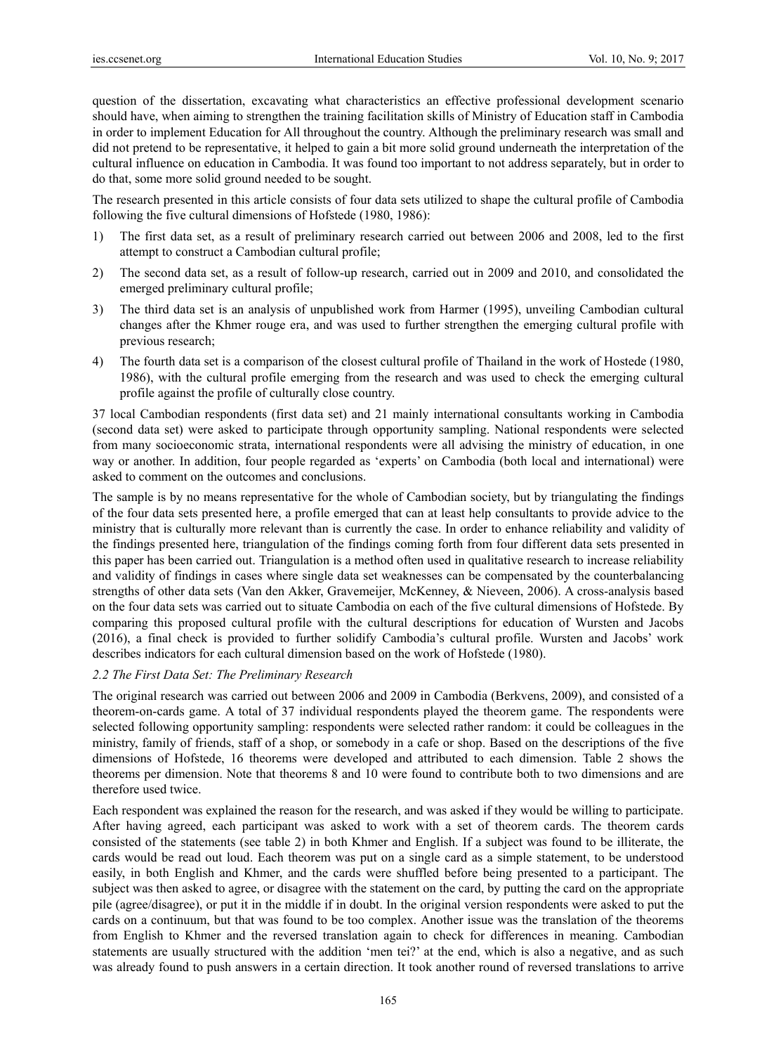question of the dissertation, excavating what characteristics an effective professional development scenario should have, when aiming to strengthen the training facilitation skills of Ministry of Education staff in Cambodia in order to implement Education for All throughout the country. Although the preliminary research was small and did not pretend to be representative, it helped to gain a bit more solid ground underneath the interpretation of the cultural influence on education in Cambodia. It was found too important to not address separately, but in order to do that, some more solid ground needed to be sought.

The research presented in this article consists of four data sets utilized to shape the cultural profile of Cambodia following the five cultural dimensions of Hofstede (1980, 1986):

1) The first data set, as a result of preliminary research carried out between 2006 and 2008, led to the first attempt to construct a Cambodian cultural profile;
2) The second data set, as a result of follow-up research, carried out in 2009 and 2010, and consolidated the emerged preliminary cultural profile;
3) The third data set is an analysis of unpublished work from Harmer (1995), unveiling Cambodian cultural changes after the Khmer rouge era, and was used to further strengthen the emerging cultural profile with previous research;
4) The fourth data set is a comparison of the closest cultural profile of Thailand in the work of Hostede (1980, 1986), with the cultural profile emerging from the research and was used to check the emerging cultural profile against the profile of culturally close country.

37 local Cambodian respondents (first data set) and 21 mainly international consultants working in Cambodia (second data set) were asked to participate through opportunity sampling. National respondents were selected from many socioeconomic strata, international respondents were all advising the ministry of education, in one way or another. In addition, four people regarded as 'experts' on Cambodia (both local and international) were asked to comment on the outcomes and conclusions.

The sample is by no means representative for the whole of Cambodian society, but by triangulating the findings of the four data sets presented here, a profile emerged that can at least help consultants to provide advice to the ministry that is culturally more relevant than is currently the case. In order to enhance reliability and validity of the findings presented here, triangulation of the findings coming forth from four different data sets presented in this paper has been carried out. Triangulation is a method often used in qualitative research to increase reliability and validity of findings in cases where single data set weaknesses can be compensated by the counterbalancing strengths of other data sets (Van den Akker, Gravemeijer, McKenney, & Nieveen, 2006). A cross-analysis based on the four data sets was carried out to situate Cambodia on each of the five cultural dimensions of Hofstede. By comparing this proposed cultural profile with the cultural descriptions for education of Wursten and Jacobs (2016), a final check is provided to further solidify Cambodia's cultural profile. Wursten and Jacobs' work describes indicators for each cultural dimension based on the work of Hofstede (1980).

### *2.2 The First Data Set: The Preliminary Research*

The original research was carried out between 2006 and 2009 in Cambodia (Berkvens, 2009), and consisted of a theorem-on-cards game. A total of 37 individual respondents played the theorem game. The respondents were selected following opportunity sampling: respondents were selected rather random: it could be colleagues in the ministry, family of friends, staff of a shop, or somebody in a cafe or shop. Based on the descriptions of the five dimensions of Hofstede, 16 theorems were developed and attributed to each dimension. Table 2 shows the theorems per dimension. Note that theorems 8 and 10 were found to contribute both to two dimensions and are therefore used twice.

Each respondent was explained the reason for the research, and was asked if they would be willing to participate. After having agreed, each participant was asked to work with a set of theorem cards. The theorem cards consisted of the statements (see table 2) in both Khmer and English. If a subject was found to be illiterate, the cards would be read out loud. Each theorem was put on a single card as a simple statement, to be understood easily, in both English and Khmer, and the cards were shuffled before being presented to a participant. The subject was then asked to agree, or disagree with the statement on the card, by putting the card on the appropriate pile (agree/disagree), or put it in the middle if in doubt. In the original version respondents were asked to put the cards on a continuum, but that was found to be too complex. Another issue was the translation of the theorems from English to Khmer and the reversed translation again to check for differences in meaning. Cambodian statements are usually structured with the addition 'men tei?' at the end, which is also a negative, and as such was already found to push answers in a certain direction. It took another round of reversed translations to arrive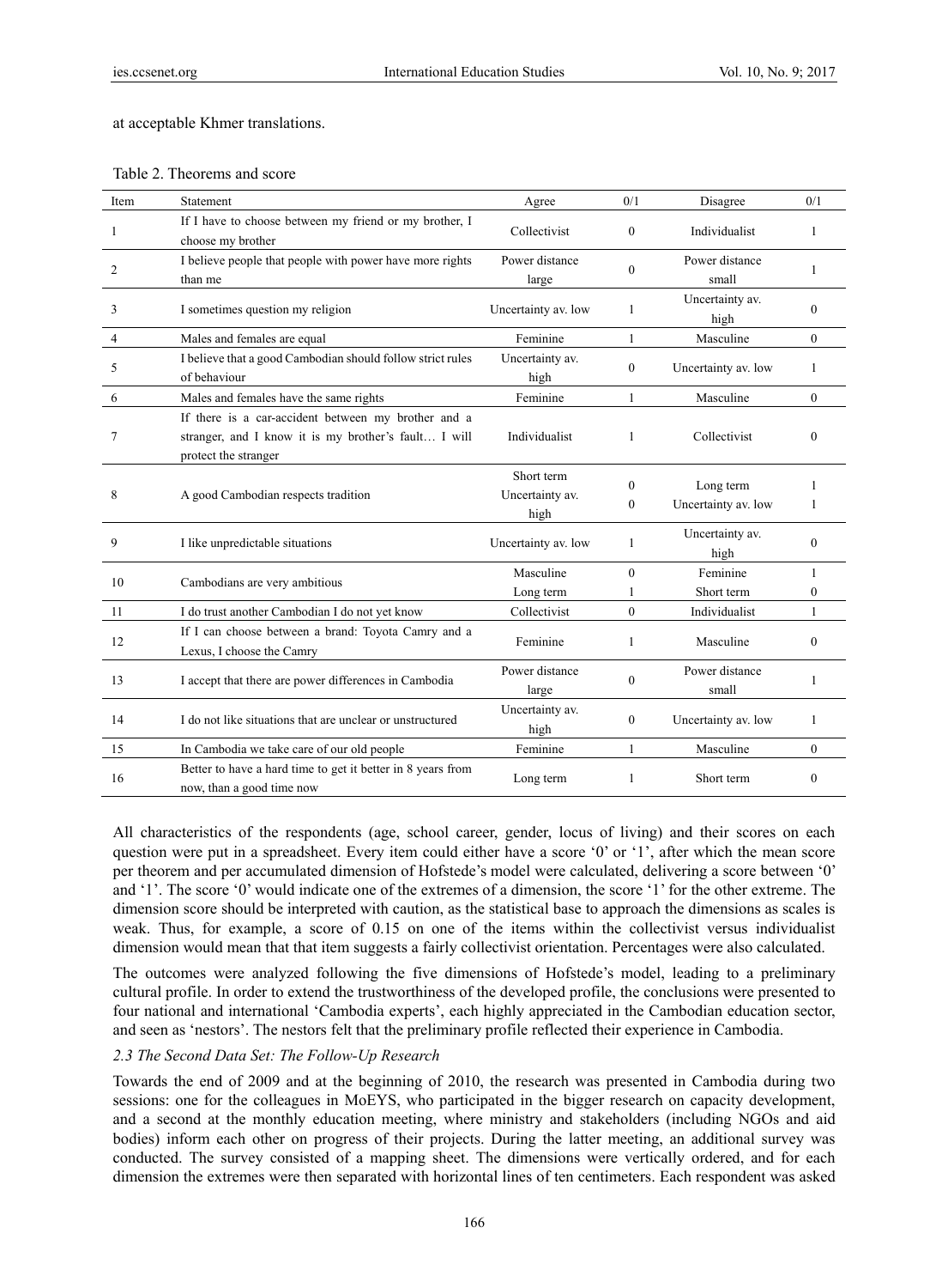at acceptable Khmer translations.

Table 2. Theorems and score

| Item | Statement | Agree | 0/1 | Disagree | 0/1 |
|---|---|---|---|---|---|
| 1 | If I have to choose between my friend or my brother, I choose my brother | Collectivist | 0 | Individualist | 1 |
| 2 | I believe people that people with power have more rights than me | Power distance large | 0 | Power distance small | 1 |
| 3 | I sometimes question my religion | Uncertainty av. low | 1 | Uncertainty av. high | 0 |
| 4 | Males and females are equal | Feminine | 1 | Masculine | 0 |
| 5 | I believe that a good Cambodian should follow strict rules of behaviour | Uncertainty av. high | 0 | Uncertainty av. low | 1 |
| 6 | Males and females have the same rights | Feminine | 1 | Masculine | 0 |
| 7 | If there is a car-accident between my brother and a stranger, and I know it is my brother's fault… I will protect the stranger | Individualist | 1 | Collectivist | 0 |
| 8 | A good Cambodian respects tradition | Short term<br>Uncertainty av. high | 0<br>0 | Long term<br>Uncertainty av. low | 1<br>1 |
| 9 | I like unpredictable situations | Uncertainty av. low | 1 | Uncertainty av. high | 0 |
| 10 | Cambodians are very ambitious | Masculine<br>Long term | 0<br>1 | Feminine<br>Short term | 1<br>0 |
| 11 | I do trust another Cambodian I do not yet know | Collectivist | 0 | Individualist | 1 |
| 12 | If I can choose between a brand: Toyota Camry and a Lexus, I choose the Camry | Feminine | 1 | Masculine | 0 |
| 13 | I accept that there are power differences in Cambodia | Power distance large | 0 | Power distance small | 1 |
| 14 | I do not like situations that are unclear or unstructured | Uncertainty av. high | 0 | Uncertainty av. low | 1 |
| 15 | In Cambodia we take care of our old people | Feminine | 1 | Masculine | 0 |
| 16 | Better to have a hard time to get it better in 8 years from now, than a good time now | Long term | 1 | Short term | 0 |

All characteristics of the respondents (age, school career, gender, locus of living) and their scores on each question were put in a spreadsheet. Every item could either have a score '0' or '1', after which the mean score per theorem and per accumulated dimension of Hofstede's model were calculated, delivering a score between '0' and '1'. The score '0' would indicate one of the extremes of a dimension, the score '1' for the other extreme. The dimension score should be interpreted with caution, as the statistical base to approach the dimensions as scales is weak. Thus, for example, a score of 0.15 on one of the items within the collectivist versus individualist dimension would mean that that item suggests a fairly collectivist orientation. Percentages were also calculated.

The outcomes were analyzed following the five dimensions of Hofstede's model, leading to a preliminary cultural profile. In order to extend the trustworthiness of the developed profile, the conclusions were presented to four national and international 'Cambodia experts', each highly appreciated in the Cambodian education sector, and seen as 'nestors'. The nestors felt that the preliminary profile reflected their experience in Cambodia.

### *2.3 The Second Data Set: The Follow-Up Research*

Towards the end of 2009 and at the beginning of 2010, the research was presented in Cambodia during two sessions: one for the colleagues in MoEYS, who participated in the bigger research on capacity development, and a second at the monthly education meeting, where ministry and stakeholders (including NGOs and aid bodies) inform each other on progress of their projects. During the latter meeting, an additional survey was conducted. The survey consisted of a mapping sheet. The dimensions were vertically ordered, and for each dimension the extremes were then separated with horizontal lines of ten centimeters. Each respondent was asked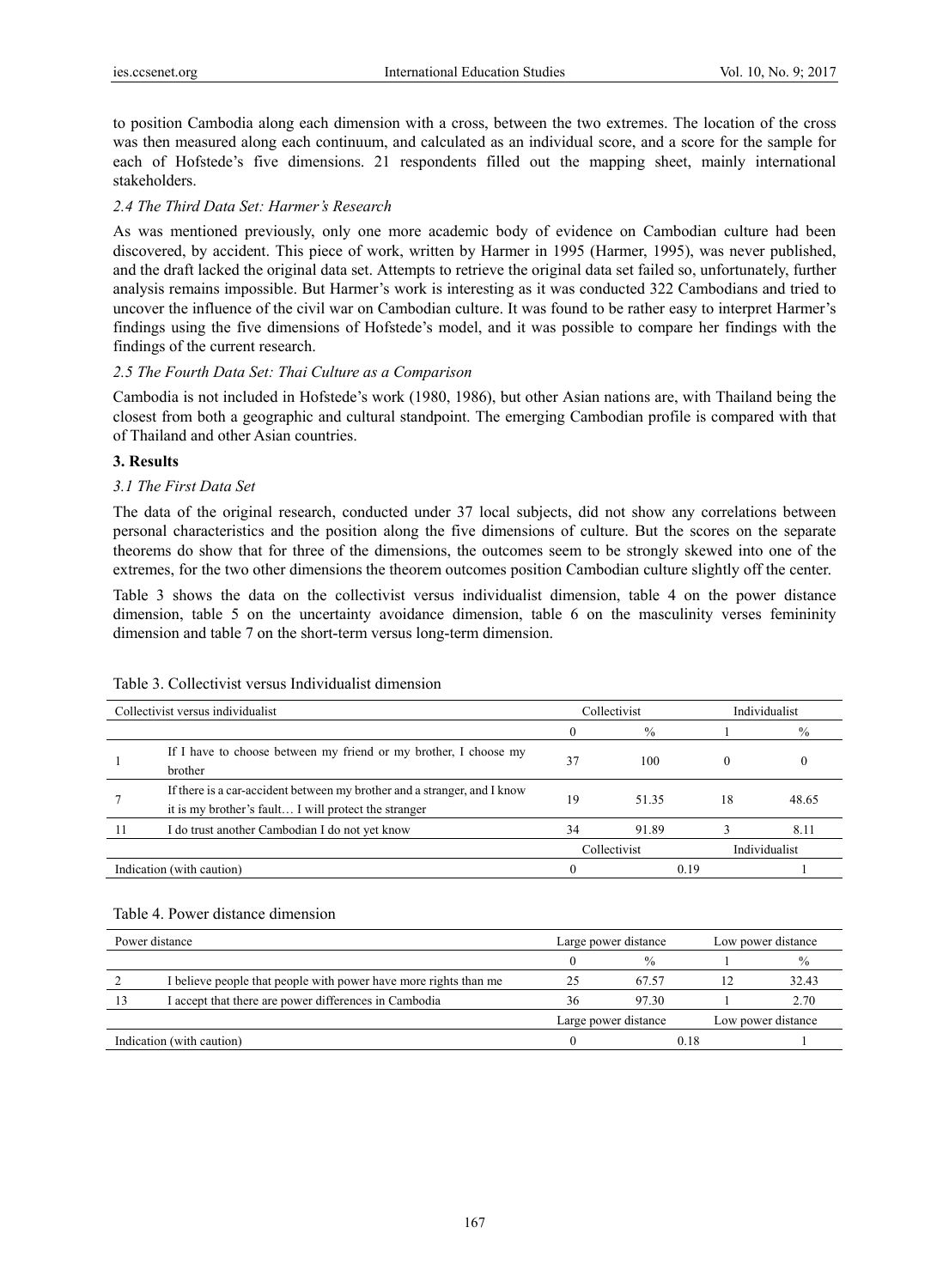to position Cambodia along each dimension with a cross, between the two extremes. The location of the cross was then measured along each continuum, and calculated as an individual score, and a score for the sample for each of Hofstede's five dimensions. 21 respondents filled out the mapping sheet, mainly international stakeholders.

### *2.4 The Third Data Set: Harmer's Research*

As was mentioned previously, only one more academic body of evidence on Cambodian culture had been discovered, by accident. This piece of work, written by Harmer in 1995 (Harmer, 1995), was never published, and the draft lacked the original data set. Attempts to retrieve the original data set failed so, unfortunately, further analysis remains impossible. But Harmer's work is interesting as it was conducted 322 Cambodians and tried to uncover the influence of the civil war on Cambodian culture. It was found to be rather easy to interpret Harmer's findings using the five dimensions of Hofstede's model, and it was possible to compare her findings with the findings of the current research.

### *2.5 The Fourth Data Set: Thai Culture as a Comparison*

Cambodia is not included in Hofstede's work (1980, 1986), but other Asian nations are, with Thailand being the closest from both a geographic and cultural standpoint. The emerging Cambodian profile is compared with that of Thailand and other Asian countries.

## **3. Results**

### *3.1 The First Data Set*

The data of the original research, conducted under 37 local subjects, did not show any correlations between personal characteristics and the position along the five dimensions of culture. But the scores on the separate theorems do show that for three of the dimensions, the outcomes seem to be strongly skewed into one of the extremes, for the two other dimensions the theorem outcomes position Cambodian culture slightly off the center.

Table 3 shows the data on the collectivist versus individualist dimension, table 4 on the power distance dimension, table 5 on the uncertainty avoidance dimension, table 6 on the masculinity verses femininity dimension and table 7 on the short-term versus long-term dimension.

Table 3. Collectivist versus Individualist dimension

| Collectivist versus individualist | | Collectivist | | Individualist | |
|---|---|---|---|---|---|
| | | 0 | % | 1 | % |
| 1 | If I have to choose between my friend or my brother, I choose my brother | 37 | 100 | 0 | 0 |
| 7 | If there is a car-accident between my brother and a stranger, and I know it is my brother's fault… I will protect the stranger | 19 | 51.35 | 18 | 48.65 |
| 11 | I do trust another Cambodian I do not yet know | 34 | 91.89 | 3 | 8.11 |
| | | Collectivist | | Individualist | |
| Indication (with caution) | | 0 | 0.19 | | 1 |

Table 4. Power distance dimension

| Power distance | | Large power distance | | Low power distance | |
|---|---|---|---|---|---|
| | | 0 | % | 1 | % |
| 2 | I believe people that people with power have more rights than me | 25 | 67.57 | 12 | 32.43 |
| 13 | I accept that there are power differences in Cambodia | 36 | 97.30 | 1 | 2.70 |
| | | Large power distance | | Low power distance | |
| Indication (with caution) | | 0 | 0.18 | | 1 |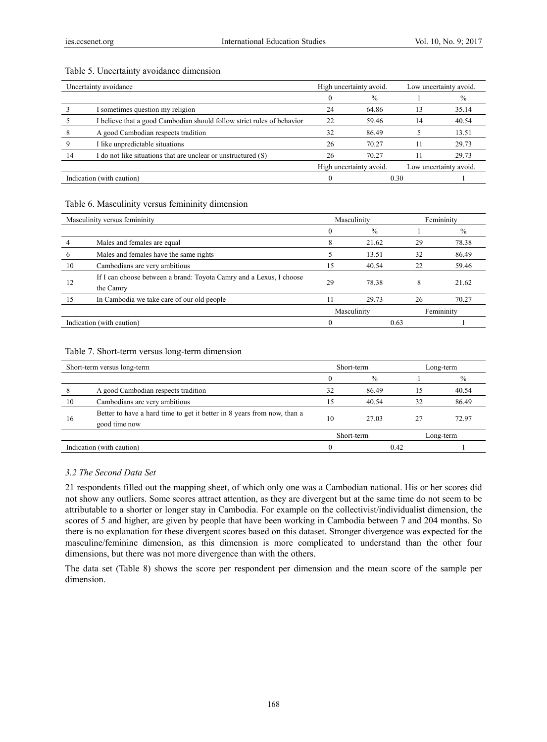Table 5. Uncertainty avoidance dimension

| Uncertainty avoidance | | High uncertainty avoid. | | Low uncertainty avoid. | |
|---|---|---|---|---|---|
| | | 0 | % | 1 | % |
| 3 | I sometimes question my religion | 24 | 64.86 | 13 | 35.14 |
| 5 | I believe that a good Cambodian should follow strict rules of behavior | 22 | 59.46 | 14 | 40.54 |
| 8 | A good Cambodian respects tradition | 32 | 86.49 | 5 | 13.51 |
| 9 | I like unpredictable situations | 26 | 70.27 | 11 | 29.73 |
| 14 | I do not like situations that are unclear or unstructured (S) | 26 | 70.27 | 11 | 29.73 |
| | | High uncertainty avoid. | | Low uncertainty avoid. | |
| Indication (with caution) | | 0 | 0.30 | | 1 |

Table 6. Masculinity versus femininity dimension

| Masculinity versus femininity | | Masculinity | | Femininity | |
|---|---|---|---|---|---|
| | | 0 | % | 1 | % |
| 4 | Males and females are equal | 8 | 21.62 | 29 | 78.38 |
| 6 | Males and females have the same rights | 5 | 13.51 | 32 | 86.49 |
| 10 | Cambodians are very ambitious | 15 | 40.54 | 22 | 59.46 |
| 12 | If I can choose between a brand: Toyota Camry and a Lexus, I choose the Camry | 29 | 78.38 | 8 | 21.62 |
| 15 | In Cambodia we take care of our old people | 11 | 29.73 | 26 | 70.27 |
| | | Masculinity | | Femininity | |
| Indication (with caution) | | 0 | 0.63 | | 1 |

Table 7. Short-term versus long-term dimension

| Short-term versus long-term | | Short-term | | Long-term | |
|---|---|---|---|---|---|
| | | 0 | % | 1 | % |
| 8 | A good Cambodian respects tradition | 32 | 86.49 | 15 | 40.54 |
| 10 | Cambodians are very ambitious | 15 | 40.54 | 32 | 86.49 |
| 16 | Better to have a hard time to get it better in 8 years from now, than a good time now | 10 | 27.03 | 27 | 72.97 |
| | | Short-term | | Long-term | |
| Indication (with caution) | | 0 | 0.42 | | 1 |

### *3.2 The Second Data Set*

21 respondents filled out the mapping sheet, of which only one was a Cambodian national. His or her scores did not show any outliers. Some scores attract attention, as they are divergent but at the same time do not seem to be attributable to a shorter or longer stay in Cambodia. For example on the collectivist/individualist dimension, the scores of 5 and higher, are given by people that have been working in Cambodia between 7 and 204 months. So there is no explanation for these divergent scores based on this dataset. Stronger divergence was expected for the masculine/feminine dimension, as this dimension is more complicated to understand than the other four dimensions, but there was not more divergence than with the others.

The data set (Table 8) shows the score per respondent per dimension and the mean score of the sample per dimension.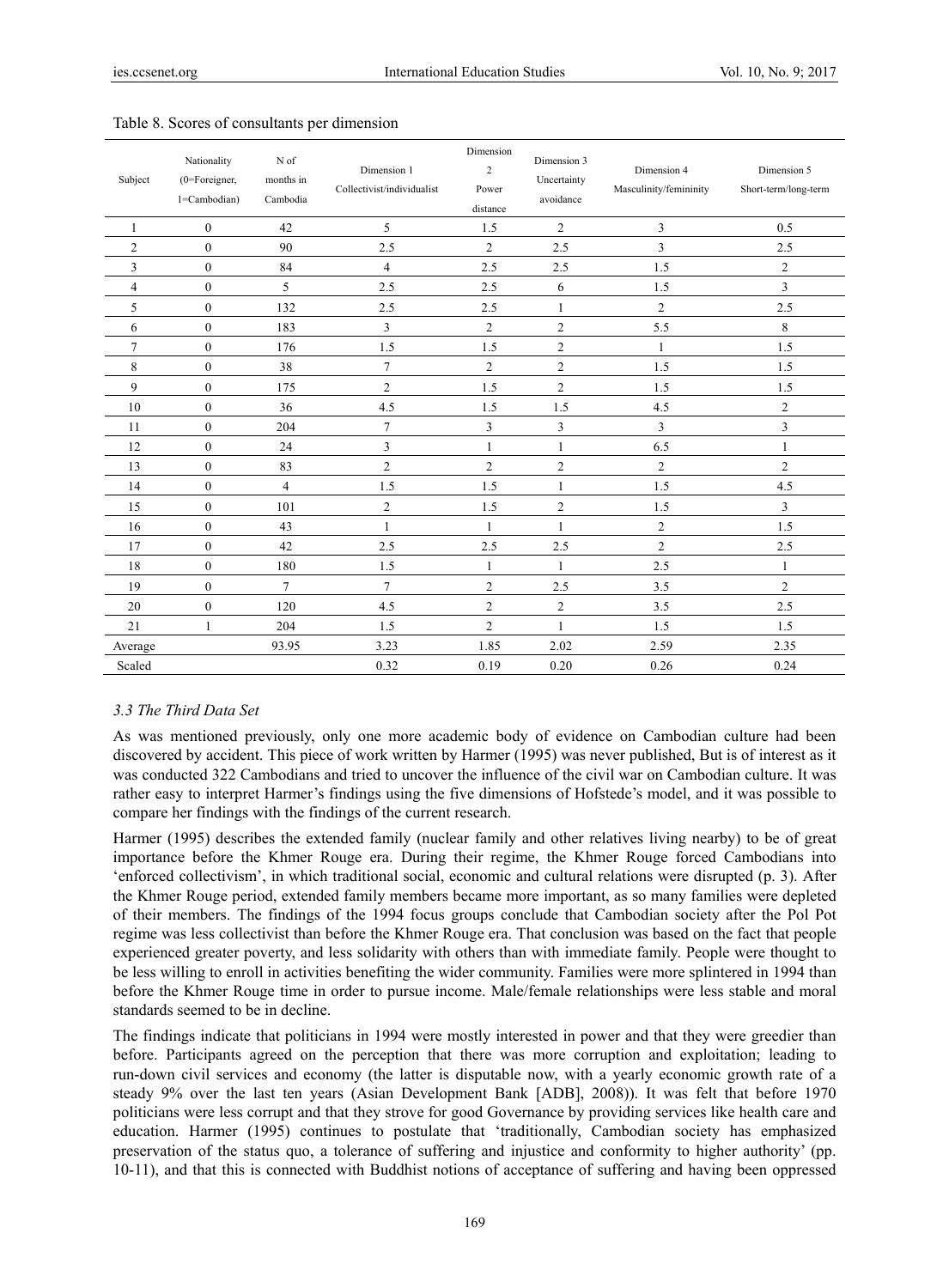Table 8. Scores of consultants per dimension

| Subject | Nationality (0=Foreigner, 1=Cambodian) | N of months in Cambodia | Dimension 1 Collectivist/individualist | Dimension 2 Power distance | Dimension 3 Uncertainty avoidance | Dimension 4 Masculinity/femininity | Dimension 5 Short-term/long-term |
|---|---|---|---|---|---|---|---|
| 1 | 0 | 42 | 5 | 1.5 | 2 | 3 | 0.5 |
| 2 | 0 | 90 | 2.5 | 2 | 2.5 | 3 | 2.5 |
| 3 | 0 | 84 | 4 | 2.5 | 2.5 | 1.5 | 2 |
| 4 | 0 | 5 | 2.5 | 2.5 | 6 | 1.5 | 3 |
| 5 | 0 | 132 | 2.5 | 2.5 | 1 | 2 | 2.5 |
| 6 | 0 | 183 | 3 | 2 | 2 | 5.5 | 8 |
| 7 | 0 | 176 | 1.5 | 1.5 | 2 | 1 | 1.5 |
| 8 | 0 | 38 | 7 | 2 | 2 | 1.5 | 1.5 |
| 9 | 0 | 175 | 2 | 1.5 | 2 | 1.5 | 1.5 |
| 10 | 0 | 36 | 4.5 | 1.5 | 1.5 | 4.5 | 2 |
| 11 | 0 | 204 | 7 | 3 | 3 | 3 | 3 |
| 12 | 0 | 24 | 3 | 1 | 1 | 6.5 | 1 |
| 13 | 0 | 83 | 2 | 2 | 2 | 2 | 2 |
| 14 | 0 | 4 | 1.5 | 1.5 | 1 | 1.5 | 4.5 |
| 15 | 0 | 101 | 2 | 1.5 | 2 | 1.5 | 3 |
| 16 | 0 | 43 | 1 | 1 | 1 | 2 | 1.5 |
| 17 | 0 | 42 | 2.5 | 2.5 | 2.5 | 2 | 2.5 |
| 18 | 0 | 180 | 1.5 | 1 | 1 | 2.5 | 1 |
| 19 | 0 | 7 | 7 | 2 | 2.5 | 3.5 | 2 |
| 20 | 0 | 120 | 4.5 | 2 | 2 | 3.5 | 2.5 |
| 21 | 1 | 204 | 1.5 | 2 | 1 | 1.5 | 1.5 |
| Average | | 93.95 | 3.23 | 1.85 | 2.02 | 2.59 | 2.35 |
| Scaled | | | 0.32 | 0.19 | 0.20 | 0.26 | 0.24 |

### *3.3 The Third Data Set*

As was mentioned previously, only one more academic body of evidence on Cambodian culture had been discovered by accident. This piece of work written by Harmer (1995) was never published, But is of interest as it was conducted 322 Cambodians and tried to uncover the influence of the civil war on Cambodian culture. It was rather easy to interpret Harmer's findings using the five dimensions of Hofstede's model, and it was possible to compare her findings with the findings of the current research.

Harmer (1995) describes the extended family (nuclear family and other relatives living nearby) to be of great importance before the Khmer Rouge era. During their regime, the Khmer Rouge forced Cambodians into 'enforced collectivism', in which traditional social, economic and cultural relations were disrupted (p. 3). After the Khmer Rouge period, extended family members became more important, as so many families were depleted of their members. The findings of the 1994 focus groups conclude that Cambodian society after the Pol Pot regime was less collectivist than before the Khmer Rouge era. That conclusion was based on the fact that people experienced greater poverty, and less solidarity with others than with immediate family. People were thought to be less willing to enroll in activities benefiting the wider community. Families were more splintered in 1994 than before the Khmer Rouge time in order to pursue income. Male/female relationships were less stable and moral standards seemed to be in decline.

The findings indicate that politicians in 1994 were mostly interested in power and that they were greedier than before. Participants agreed on the perception that there was more corruption and exploitation; leading to run-down civil services and economy (the latter is disputable now, with a yearly economic growth rate of a steady 9% over the last ten years (Asian Development Bank [ADB], 2008)). It was felt that before 1970 politicians were less corrupt and that they strove for good Governance by providing services like health care and education. Harmer (1995) continues to postulate that 'traditionally, Cambodian society has emphasized preservation of the status quo, a tolerance of suffering and injustice and conformity to higher authority' (pp. 10-11), and that this is connected with Buddhist notions of acceptance of suffering and having been oppressed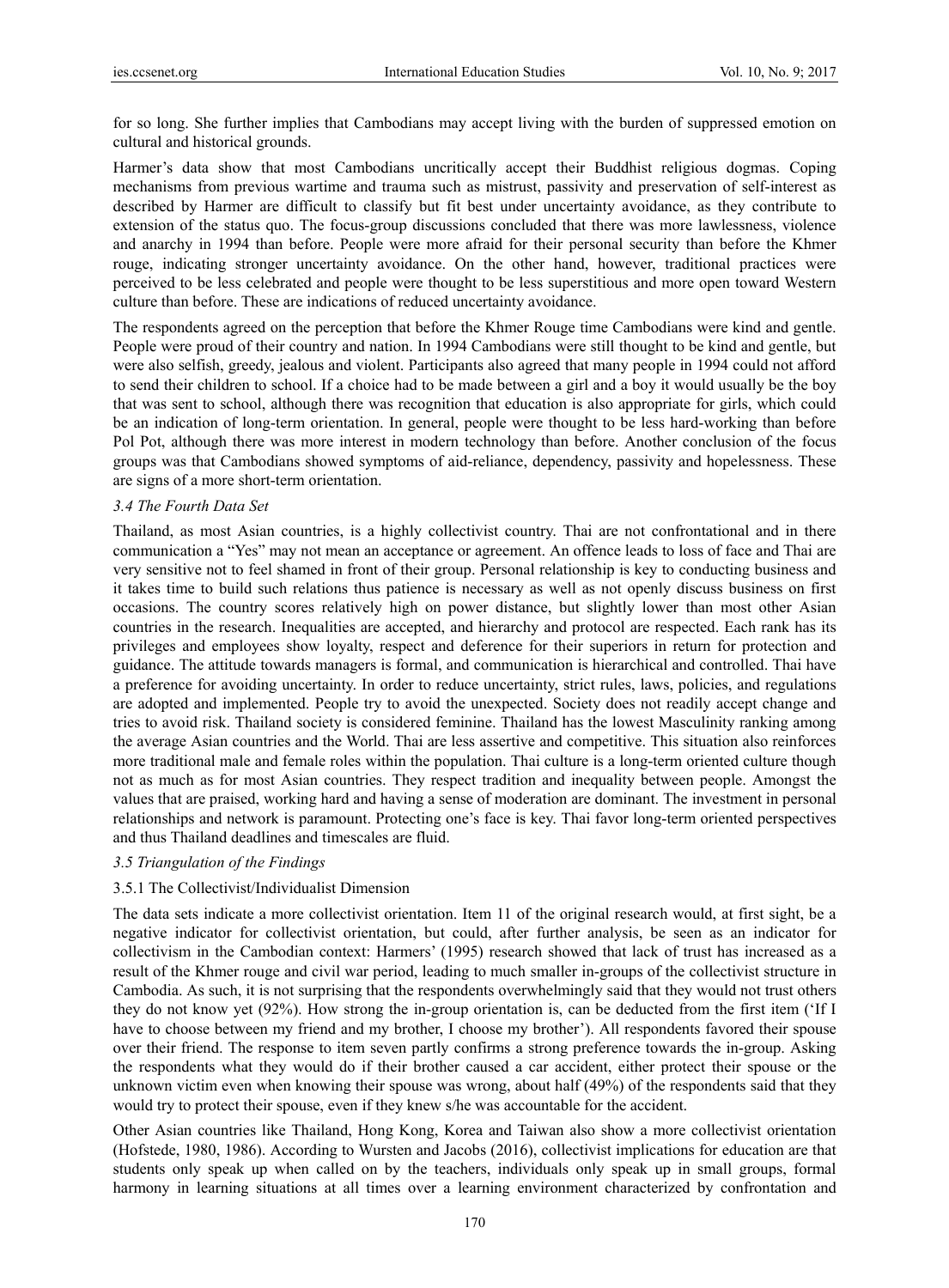for so long. She further implies that Cambodians may accept living with the burden of suppressed emotion on cultural and historical grounds.

Harmer's data show that most Cambodians uncritically accept their Buddhist religious dogmas. Coping mechanisms from previous wartime and trauma such as mistrust, passivity and preservation of self-interest as described by Harmer are difficult to classify but fit best under uncertainty avoidance, as they contribute to extension of the status quo. The focus-group discussions concluded that there was more lawlessness, violence and anarchy in 1994 than before. People were more afraid for their personal security than before the Khmer rouge, indicating stronger uncertainty avoidance. On the other hand, however, traditional practices were perceived to be less celebrated and people were thought to be less superstitious and more open toward Western culture than before. These are indications of reduced uncertainty avoidance.

The respondents agreed on the perception that before the Khmer Rouge time Cambodians were kind and gentle. People were proud of their country and nation. In 1994 Cambodians were still thought to be kind and gentle, but were also selfish, greedy, jealous and violent. Participants also agreed that many people in 1994 could not afford to send their children to school. If a choice had to be made between a girl and a boy it would usually be the boy that was sent to school, although there was recognition that education is also appropriate for girls, which could be an indication of long-term orientation. In general, people were thought to be less hard-working than before Pol Pot, although there was more interest in modern technology than before. Another conclusion of the focus groups was that Cambodians showed symptoms of aid-reliance, dependency, passivity and hopelessness. These are signs of a more short-term orientation.

### *3.4 The Fourth Data Set*

Thailand, as most Asian countries, is a highly collectivist country. Thai are not confrontational and in there communication a "Yes" may not mean an acceptance or agreement. An offence leads to loss of face and Thai are very sensitive not to feel shamed in front of their group. Personal relationship is key to conducting business and it takes time to build such relations thus patience is necessary as well as not openly discuss business on first occasions. The country scores relatively high on power distance, but slightly lower than most other Asian countries in the research. Inequalities are accepted, and hierarchy and protocol are respected. Each rank has its privileges and employees show loyalty, respect and deference for their superiors in return for protection and guidance. The attitude towards managers is formal, and communication is hierarchical and controlled. Thai have a preference for avoiding uncertainty. In order to reduce uncertainty, strict rules, laws, policies, and regulations are adopted and implemented. People try to avoid the unexpected. Society does not readily accept change and tries to avoid risk. Thailand society is considered feminine. Thailand has the lowest Masculinity ranking among the average Asian countries and the World. Thai are less assertive and competitive. This situation also reinforces more traditional male and female roles within the population. Thai culture is a long-term oriented culture though not as much as for most Asian countries. They respect tradition and inequality between people. Amongst the values that are praised, working hard and having a sense of moderation are dominant. The investment in personal relationships and network is paramount. Protecting one's face is key. Thai favor long-term oriented perspectives and thus Thailand deadlines and timescales are fluid.

### *3.5 Triangulation of the Findings*

#### 3.5.1 The Collectivist/Individualist Dimension

The data sets indicate a more collectivist orientation. Item 11 of the original research would, at first sight, be a negative indicator for collectivist orientation, but could, after further analysis, be seen as an indicator for collectivism in the Cambodian context: Harmers' (1995) research showed that lack of trust has increased as a result of the Khmer rouge and civil war period, leading to much smaller in-groups of the collectivist structure in Cambodia. As such, it is not surprising that the respondents overwhelmingly said that they would not trust others they do not know yet (92%). How strong the in-group orientation is, can be deducted from the first item ('If I have to choose between my friend and my brother, I choose my brother'). All respondents favored their spouse over their friend. The response to item seven partly confirms a strong preference towards the in-group. Asking the respondents what they would do if their brother caused a car accident, either protect their spouse or the unknown victim even when knowing their spouse was wrong, about half (49%) of the respondents said that they would try to protect their spouse, even if they knew s/he was accountable for the accident.

Other Asian countries like Thailand, Hong Kong, Korea and Taiwan also show a more collectivist orientation (Hofstede, 1980, 1986). According to Wursten and Jacobs (2016), collectivist implications for education are that students only speak up when called on by the teachers, individuals only speak up in small groups, formal harmony in learning situations at all times over a learning environment characterized by confrontation and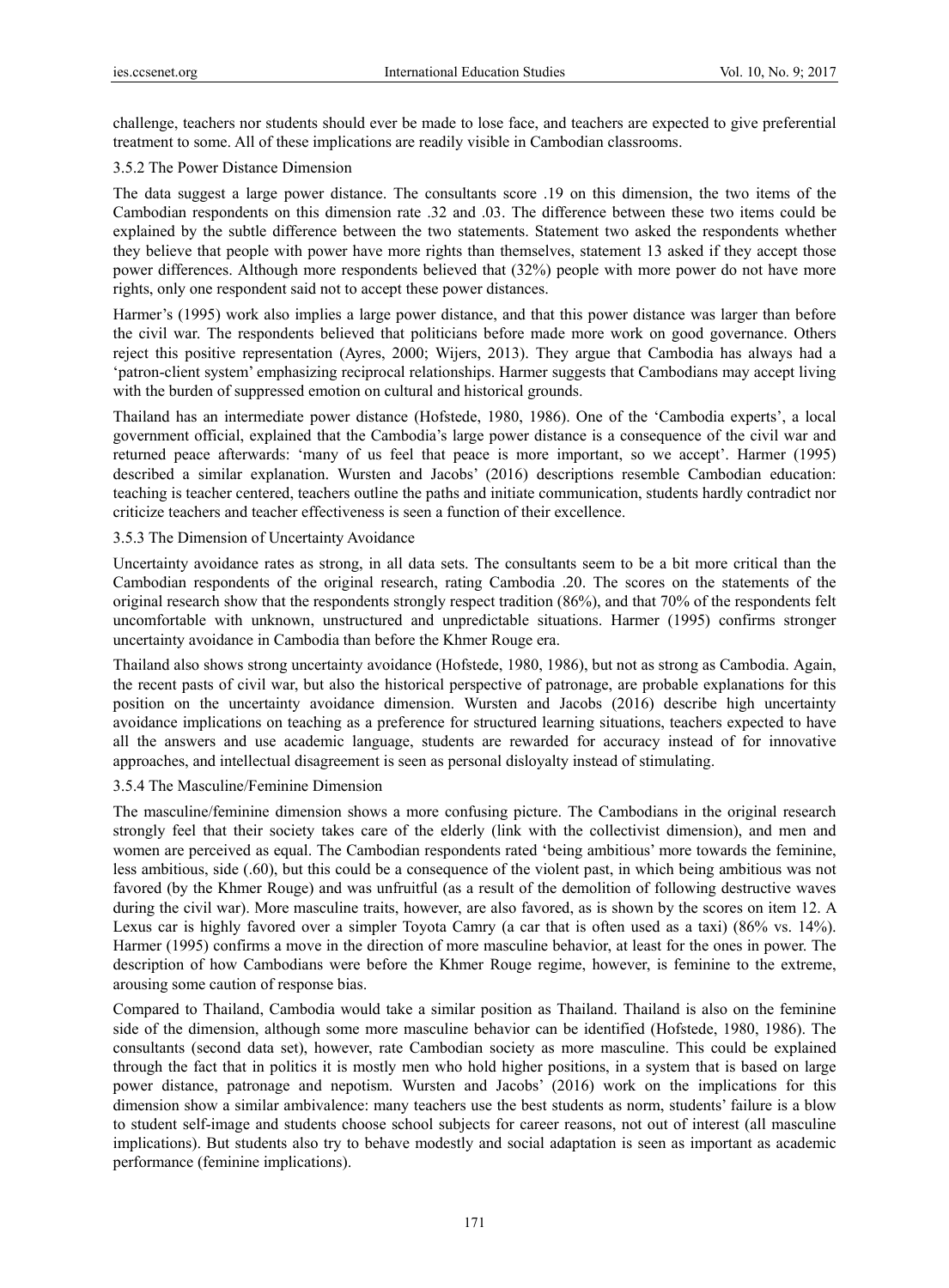challenge, teachers nor students should ever be made to lose face, and teachers are expected to give preferential treatment to some. All of these implications are readily visible in Cambodian classrooms.

### 3.5.2 The Power Distance Dimension

The data suggest a large power distance. The consultants score .19 on this dimension, the two items of the Cambodian respondents on this dimension rate .32 and .03. The difference between these two items could be explained by the subtle difference between the two statements. Statement two asked the respondents whether they believe that people with power have more rights than themselves, statement 13 asked if they accept those power differences. Although more respondents believed that (32%) people with more power do not have more rights, only one respondent said not to accept these power distances.

Harmer's (1995) work also implies a large power distance, and that this power distance was larger than before the civil war. The respondents believed that politicians before made more work on good governance. Others reject this positive representation (Ayres, 2000; Wijers, 2013). They argue that Cambodia has always had a 'patron-client system' emphasizing reciprocal relationships. Harmer suggests that Cambodians may accept living with the burden of suppressed emotion on cultural and historical grounds.

Thailand has an intermediate power distance (Hofstede, 1980, 1986). One of the 'Cambodia experts', a local government official, explained that the Cambodia's large power distance is a consequence of the civil war and returned peace afterwards: 'many of us feel that peace is more important, so we accept'. Harmer (1995) described a similar explanation. Wursten and Jacobs' (2016) descriptions resemble Cambodian education: teaching is teacher centered, teachers outline the paths and initiate communication, students hardly contradict nor criticize teachers and teacher effectiveness is seen a function of their excellence.

### 3.5.3 The Dimension of Uncertainty Avoidance

Uncertainty avoidance rates as strong, in all data sets. The consultants seem to be a bit more critical than the Cambodian respondents of the original research, rating Cambodia .20. The scores on the statements of the original research show that the respondents strongly respect tradition (86%), and that 70% of the respondents felt uncomfortable with unknown, unstructured and unpredictable situations. Harmer (1995) confirms stronger uncertainty avoidance in Cambodia than before the Khmer Rouge era.

Thailand also shows strong uncertainty avoidance (Hofstede, 1980, 1986), but not as strong as Cambodia. Again, the recent pasts of civil war, but also the historical perspective of patronage, are probable explanations for this position on the uncertainty avoidance dimension. Wursten and Jacobs (2016) describe high uncertainty avoidance implications on teaching as a preference for structured learning situations, teachers expected to have all the answers and use academic language, students are rewarded for accuracy instead of for innovative approaches, and intellectual disagreement is seen as personal disloyalty instead of stimulating.

### 3.5.4 The Masculine/Feminine Dimension

The masculine/feminine dimension shows a more confusing picture. The Cambodians in the original research strongly feel that their society takes care of the elderly (link with the collectivist dimension), and men and women are perceived as equal. The Cambodian respondents rated 'being ambitious' more towards the feminine, less ambitious, side (.60), but this could be a consequence of the violent past, in which being ambitious was not favored (by the Khmer Rouge) and was unfruitful (as a result of the demolition of following destructive waves during the civil war). More masculine traits, however, are also favored, as is shown by the scores on item 12. A Lexus car is highly favored over a simpler Toyota Camry (a car that is often used as a taxi) (86% vs. 14%). Harmer (1995) confirms a move in the direction of more masculine behavior, at least for the ones in power. The description of how Cambodians were before the Khmer Rouge regime, however, is feminine to the extreme, arousing some caution of response bias.

Compared to Thailand, Cambodia would take a similar position as Thailand. Thailand is also on the feminine side of the dimension, although some more masculine behavior can be identified (Hofstede, 1980, 1986). The consultants (second data set), however, rate Cambodian society as more masculine. This could be explained through the fact that in politics it is mostly men who hold higher positions, in a system that is based on large power distance, patronage and nepotism. Wursten and Jacobs' (2016) work on the implications for this dimension show a similar ambivalence: many teachers use the best students as norm, students' failure is a blow to student self-image and students choose school subjects for career reasons, not out of interest (all masculine implications). But students also try to behave modestly and social adaptation is seen as important as academic performance (feminine implications).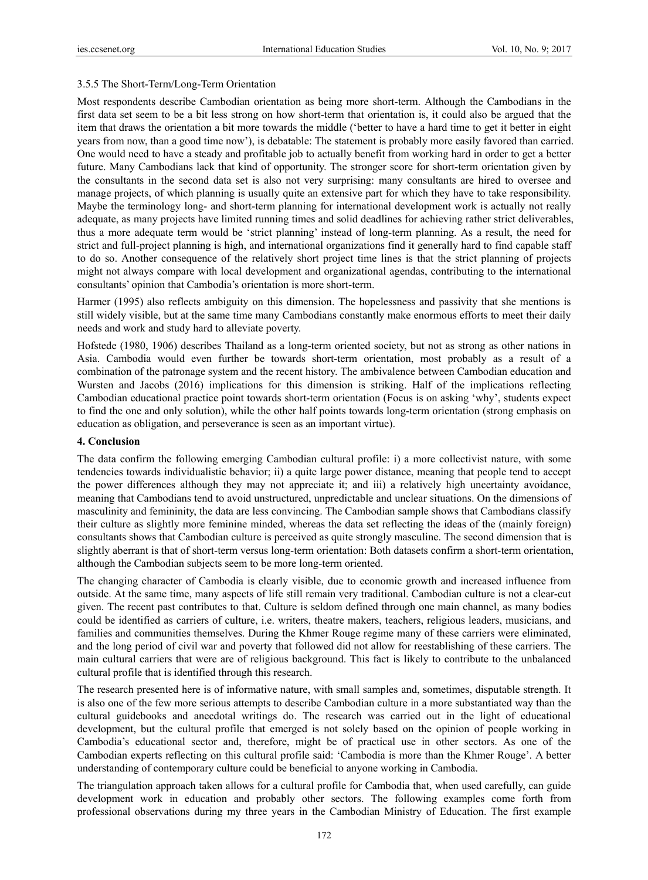#### 3.5.5 The Short-Term/Long-Term Orientation

Most respondents describe Cambodian orientation as being more short-term. Although the Cambodians in the first data set seem to be a bit less strong on how short-term that orientation is, it could also be argued that the item that draws the orientation a bit more towards the middle ('better to have a hard time to get it better in eight years from now, than a good time now'), is debatable: The statement is probably more easily favored than carried. One would need to have a steady and profitable job to actually benefit from working hard in order to get a better future. Many Cambodians lack that kind of opportunity. The stronger score for short-term orientation given by the consultants in the second data set is also not very surprising: many consultants are hired to oversee and manage projects, of which planning is usually quite an extensive part for which they have to take responsibility. Maybe the terminology long- and short-term planning for international development work is actually not really adequate, as many projects have limited running times and solid deadlines for achieving rather strict deliverables, thus a more adequate term would be 'strict planning' instead of long-term planning. As a result, the need for strict and full-project planning is high, and international organizations find it generally hard to find capable staff to do so. Another consequence of the relatively short project time lines is that the strict planning of projects might not always compare with local development and organizational agendas, contributing to the international consultants' opinion that Cambodia's orientation is more short-term.

Harmer (1995) also reflects ambiguity on this dimension. The hopelessness and passivity that she mentions is still widely visible, but at the same time many Cambodians constantly make enormous efforts to meet their daily needs and work and study hard to alleviate poverty.

Hofstede (1980, 1906) describes Thailand as a long-term oriented society, but not as strong as other nations in Asia. Cambodia would even further be towards short-term orientation, most probably as a result of a combination of the patronage system and the recent history. The ambivalence between Cambodian education and Wursten and Jacobs (2016) implications for this dimension is striking. Half of the implications reflecting Cambodian educational practice point towards short-term orientation (Focus is on asking 'why', students expect to find the one and only solution), while the other half points towards long-term orientation (strong emphasis on education as obligation, and perseverance is seen as an important virtue).

## 4. Conclusion

The data confirm the following emerging Cambodian cultural profile: i) a more collectivist nature, with some tendencies towards individualistic behavior; ii) a quite large power distance, meaning that people tend to accept the power differences although they may not appreciate it; and iii) a relatively high uncertainty avoidance, meaning that Cambodians tend to avoid unstructured, unpredictable and unclear situations. On the dimensions of masculinity and femininity, the data are less convincing. The Cambodian sample shows that Cambodians classify their culture as slightly more feminine minded, whereas the data set reflecting the ideas of the (mainly foreign) consultants shows that Cambodian culture is perceived as quite strongly masculine. The second dimension that is slightly aberrant is that of short-term versus long-term orientation: Both datasets confirm a short-term orientation, although the Cambodian subjects seem to be more long-term oriented.

The changing character of Cambodia is clearly visible, due to economic growth and increased influence from outside. At the same time, many aspects of life still remain very traditional. Cambodian culture is not a clear-cut given. The recent past contributes to that. Culture is seldom defined through one main channel, as many bodies could be identified as carriers of culture, i.e. writers, theatre makers, teachers, religious leaders, musicians, and families and communities themselves. During the Khmer Rouge regime many of these carriers were eliminated, and the long period of civil war and poverty that followed did not allow for reestablishing of these carriers. The main cultural carriers that were are of religious background. This fact is likely to contribute to the unbalanced cultural profile that is identified through this research.

The research presented here is of informative nature, with small samples and, sometimes, disputable strength. It is also one of the few more serious attempts to describe Cambodian culture in a more substantiated way than the cultural guidebooks and anecdotal writings do. The research was carried out in the light of educational development, but the cultural profile that emerged is not solely based on the opinion of people working in Cambodia's educational sector and, therefore, might be of practical use in other sectors. As one of the Cambodian experts reflecting on this cultural profile said: 'Cambodia is more than the Khmer Rouge'. A better understanding of contemporary culture could be beneficial to anyone working in Cambodia.

The triangulation approach taken allows for a cultural profile for Cambodia that, when used carefully, can guide development work in education and probably other sectors. The following examples come forth from professional observations during my three years in the Cambodian Ministry of Education. The first example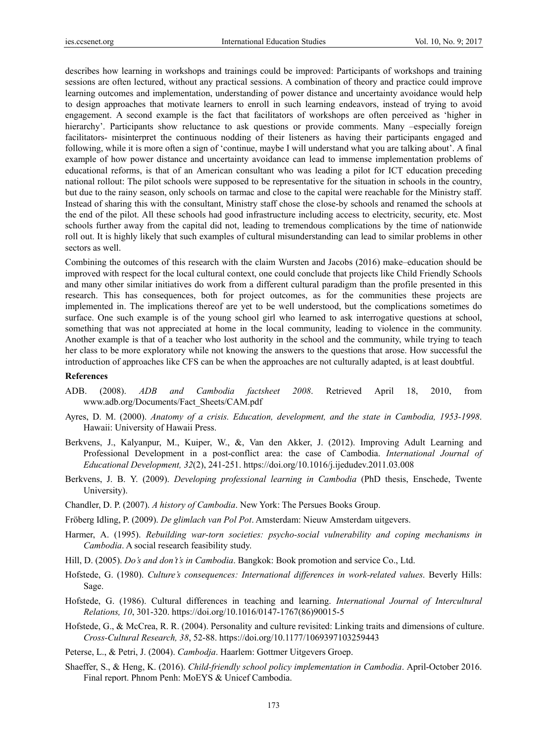describes how learning in workshops and trainings could be improved: Participants of workshops and training sessions are often lectured, without any practical sessions. A combination of theory and practice could improve learning outcomes and implementation, understanding of power distance and uncertainty avoidance would help to design approaches that motivate learners to enroll in such learning endeavors, instead of trying to avoid engagement. A second example is the fact that facilitators of workshops are often perceived as 'higher in hierarchy'. Participants show reluctance to ask questions or provide comments. Many –especially foreign facilitators- misinterpret the continuous nodding of their listeners as having their participants engaged and following, while it is more often a sign of 'continue, maybe I will understand what you are talking about'. A final example of how power distance and uncertainty avoidance can lead to immense implementation problems of educational reforms, is that of an American consultant who was leading a pilot for ICT education preceding national rollout: The pilot schools were supposed to be representative for the situation in schools in the country, but due to the rainy season, only schools on tarmac and close to the capital were reachable for the Ministry staff. Instead of sharing this with the consultant, Ministry staff chose the close-by schools and renamed the schools at the end of the pilot. All these schools had good infrastructure including access to electricity, security, etc. Most schools further away from the capital did not, leading to tremendous complications by the time of nationwide roll out. It is highly likely that such examples of cultural misunderstanding can lead to similar problems in other sectors as well.

Combining the outcomes of this research with the claim Wursten and Jacobs (2016) make–education should be improved with respect for the local cultural context, one could conclude that projects like Child Friendly Schools and many other similar initiatives do work from a different cultural paradigm than the profile presented in this research. This has consequences, both for project outcomes, as for the communities these projects are implemented in. The implications thereof are yet to be well understood, but the complications sometimes do surface. One such example is of the young school girl who learned to ask interrogative questions at school, something that was not appreciated at home in the local community, leading to violence in the community. Another example is that of a teacher who lost authority in the school and the community, while trying to teach her class to be more exploratory while not knowing the answers to the questions that arose. How successful the introduction of approaches like CFS can be when the approaches are not culturally adapted, is at least doubtful.

### References

ADB. (2008). *ADB and Cambodia factsheet 2008*. Retrieved April 18, 2010, from www.adb.org/Documents/Fact_Sheets/CAM.pdf

Ayres, D. M. (2000). *Anatomy of a crisis. Education, development, and the state in Cambodia, 1953-1998*. Hawaii: University of Hawaii Press.

Berkvens, J., Kalyanpur, M., Kuiper, W., &, Van den Akker, J. (2012). Improving Adult Learning and Professional Development in a post-conflict area: the case of Cambodia. *International Journal of Educational Development, 32*(2), 241-251. https://doi.org/10.1016/j.ijedudev.2011.03.008

Berkvens, J. B. Y. (2009). *Developing professional learning in Cambodia* (PhD thesis, Enschede, Twente University).

Chandler, D. P. (2007). *A history of Cambodia*. New York: The Persues Books Group.

Fröberg Idling, P. (2009). *De glimlach van Pol Pot*. Amsterdam: Nieuw Amsterdam uitgevers.

Harmer, A. (1995). *Rebuilding war-torn societies: psycho-social vulnerability and coping mechanisms in Cambodia*. A social research feasibility study.

Hill, D. (2005). *Do's and don't's in Cambodia*. Bangkok: Book promotion and service Co., Ltd.

Hofstede, G. (1980). *Culture's consequences: International differences in work-related values*. Beverly Hills: Sage.

Hofstede, G. (1986). Cultural differences in teaching and learning. *International Journal of Intercultural Relations, 10*, 301-320. https://doi.org/10.1016/0147-1767(86)90015-5

Hofstede, G., & McCrea, R. R. (2004). Personality and culture revisited: Linking traits and dimensions of culture. *Cross-Cultural Research, 38*, 52-88. https://doi.org/10.1177/1069397103259443

Peterse, L., & Petri, J. (2004). *Cambodja*. Haarlem: Gottmer Uitgevers Groep.

Shaeffer, S., & Heng, K. (2016). *Child-friendly school policy implementation in Cambodia*. April-October 2016. Final report. Phnom Penh: MoEYS & Unicef Cambodia.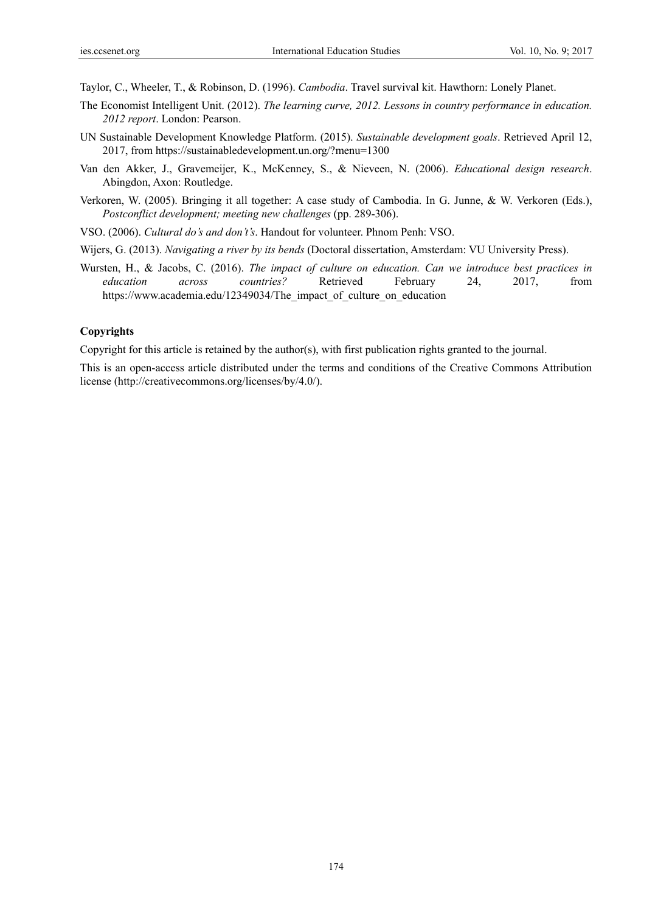Taylor, C., Wheeler, T., & Robinson, D. (1996). *Cambodia*. Travel survival kit. Hawthorn: Lonely Planet.

The Economist Intelligent Unit. (2012). *The learning curve, 2012. Lessons in country performance in education. 2012 report*. London: Pearson.

UN Sustainable Development Knowledge Platform. (2015). *Sustainable development goals*. Retrieved April 12, 2017, from https://sustainabledevelopment.un.org/?menu=1300

Van den Akker, J., Gravemeijer, K., McKenney, S., & Nieveen, N. (2006). *Educational design research*. Abingdon, Axon: Routledge.

Verkoren, W. (2005). Bringing it all together: A case study of Cambodia. In G. Junne, & W. Verkoren (Eds.), *Postconflict development; meeting new challenges* (pp. 289-306).

VSO. (2006). *Cultural do's and don't's*. Handout for volunteer. Phnom Penh: VSO.

Wijers, G. (2013). *Navigating a river by its bends* (Doctoral dissertation, Amsterdam: VU University Press).

Wursten, H., & Jacobs, C. (2016). *The impact of culture on education. Can we introduce best practices in education across countries?* Retrieved February 24, 2017, from https://www.academia.edu/12349034/The_impact_of_culture_on_education

**Copyrights**

Copyright for this article is retained by the author(s), with first publication rights granted to the journal.

This is an open-access article distributed under the terms and conditions of the Creative Commons Attribution license (http://creativecommons.org/licenses/by/4.0/).